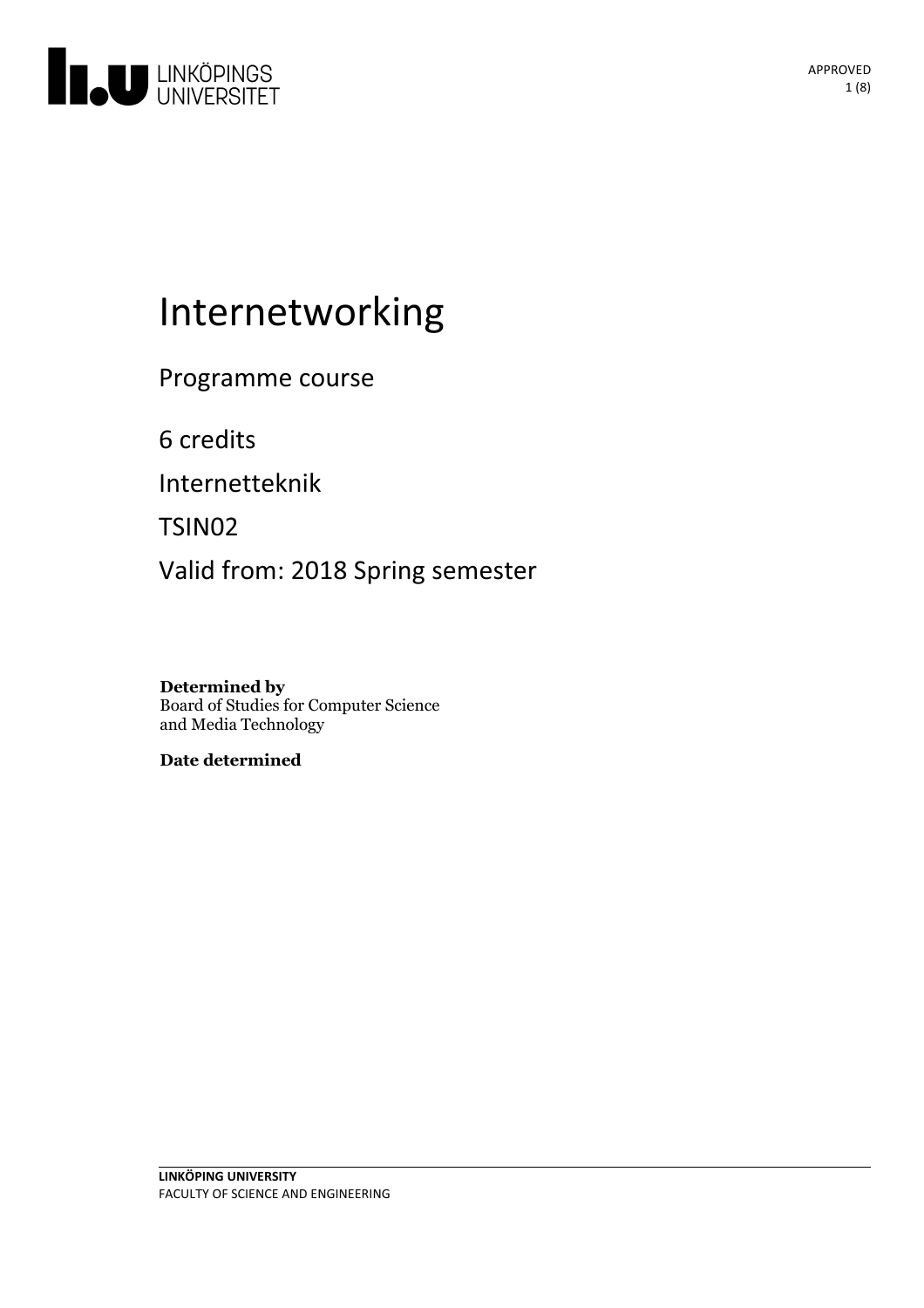# Internetworking

Programme course

6 credits

Internetteknik

TSIN02

Valid from: 2018 Spring semester

**Determined by**
Board of Studies for Computer Science and Media Technology

**Date determined**

**LINKÖPING UNIVERSITY**
FACULTY OF SCIENCE AND ENGINEERING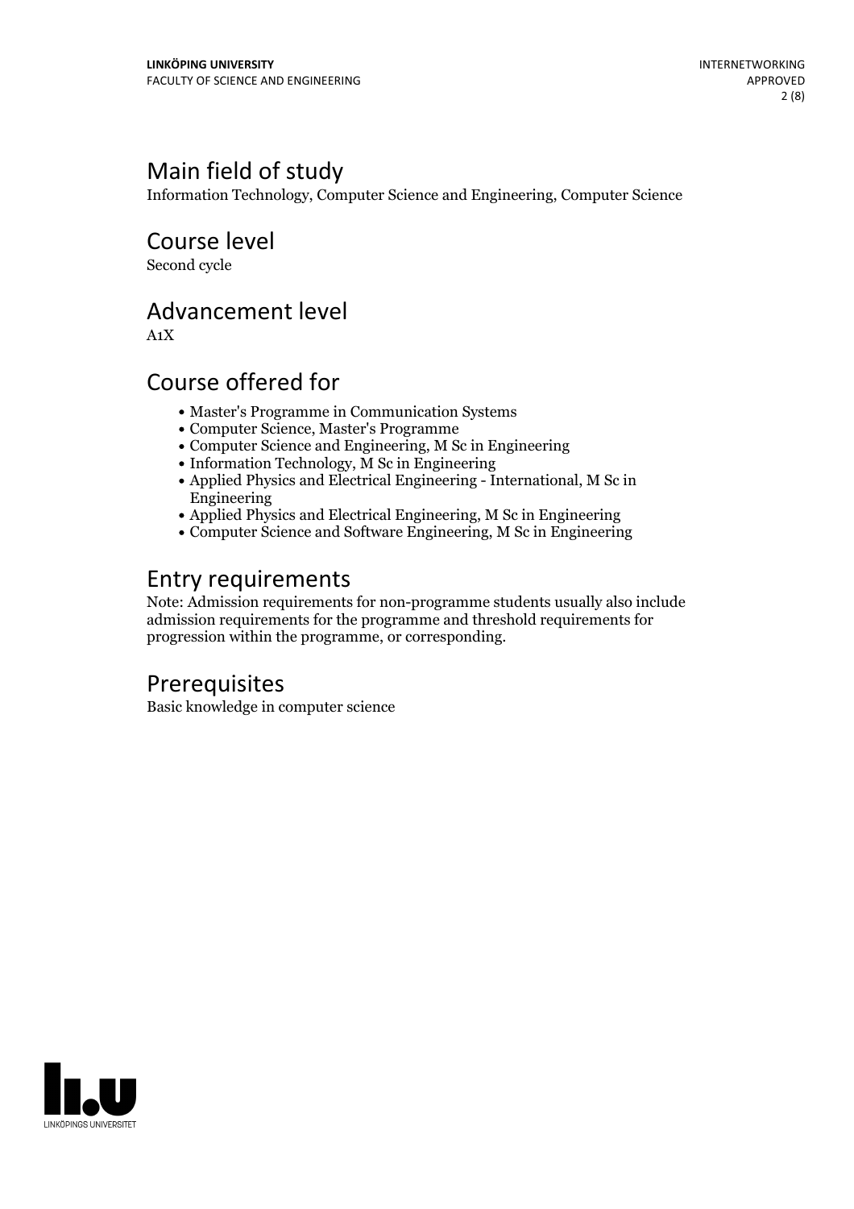## Main field of study

Information Technology, Computer Science and Engineering, Computer Science

## Course level

Second cycle

## Advancement level

A1X

## Course offered for

- Master's Programme in Communication Systems
- Computer Science, Master's Programme
- Computer Science and Engineering, M Sc in Engineering
- Information Technology, M Sc in Engineering
- Applied Physics and Electrical Engineering - International, M Sc in Engineering
- Applied Physics and Electrical Engineering, M Sc in Engineering
- Computer Science and Software Engineering, M Sc in Engineering

## Entry requirements

Note: Admission requirements for non-programme students usually also include admission requirements for the programme and threshold requirements for progression within the programme, or corresponding.

## Prerequisites

Basic knowledge in computer science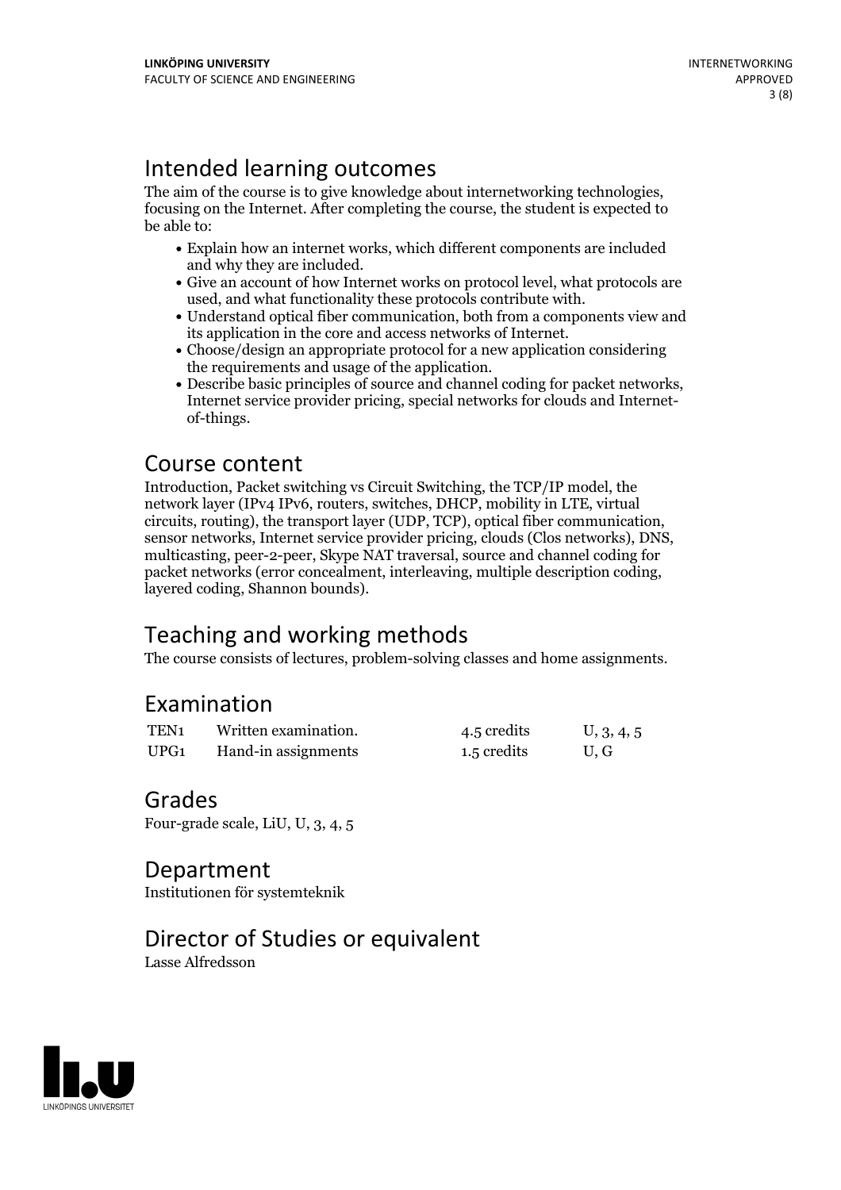## Intended learning outcomes

The aim of the course is to give knowledge about internetworking technologies, focusing on the Internet. After completing the course, the student is expected to be able to:

- Explain how an internet works, which different components are included and why they are included.
- Give an account of how Internet works on protocol level, what protocols are used, and what functionality these protocols contribute with.
- Understand optical fiber communication, both from a components view and its application in the core and access networks of Internet.
- Choose/design an appropriate protocol for a new application considering the requirements and usage of the application.
- Describe basic principles of source and channel coding for packet networks, Internet service provider pricing, special networks for clouds and Internet-of-things.

## Course content

Introduction, Packet switching vs Circuit Switching, the TCP/IP model, the network layer (IPv4 IPv6, routers, switches, DHCP, mobility in LTE, virtual circuits, routing), the transport layer (UDP, TCP), optical fiber communication, sensor networks, Internet service provider pricing, clouds (Clos networks), DNS, multicasting, peer-2-peer, Skype NAT traversal, source and channel coding for packet networks (error concealment, interleaving, multiple description coding, layered coding, Shannon bounds).

## Teaching and working methods

The course consists of lectures, problem-solving classes and home assignments.

## Examination

| | | | |
|---|---|---|---|
| TEN1 | Written examination. | 4.5 credits | U, 3, 4, 5 |
| UPG1 | Hand-in assignments | 1.5 credits | U, G |

## Grades

Four-grade scale, LiU, U, 3, 4, 5

## Department

Institutionen för systemteknik

## Director of Studies or equivalent

Lasse Alfredsson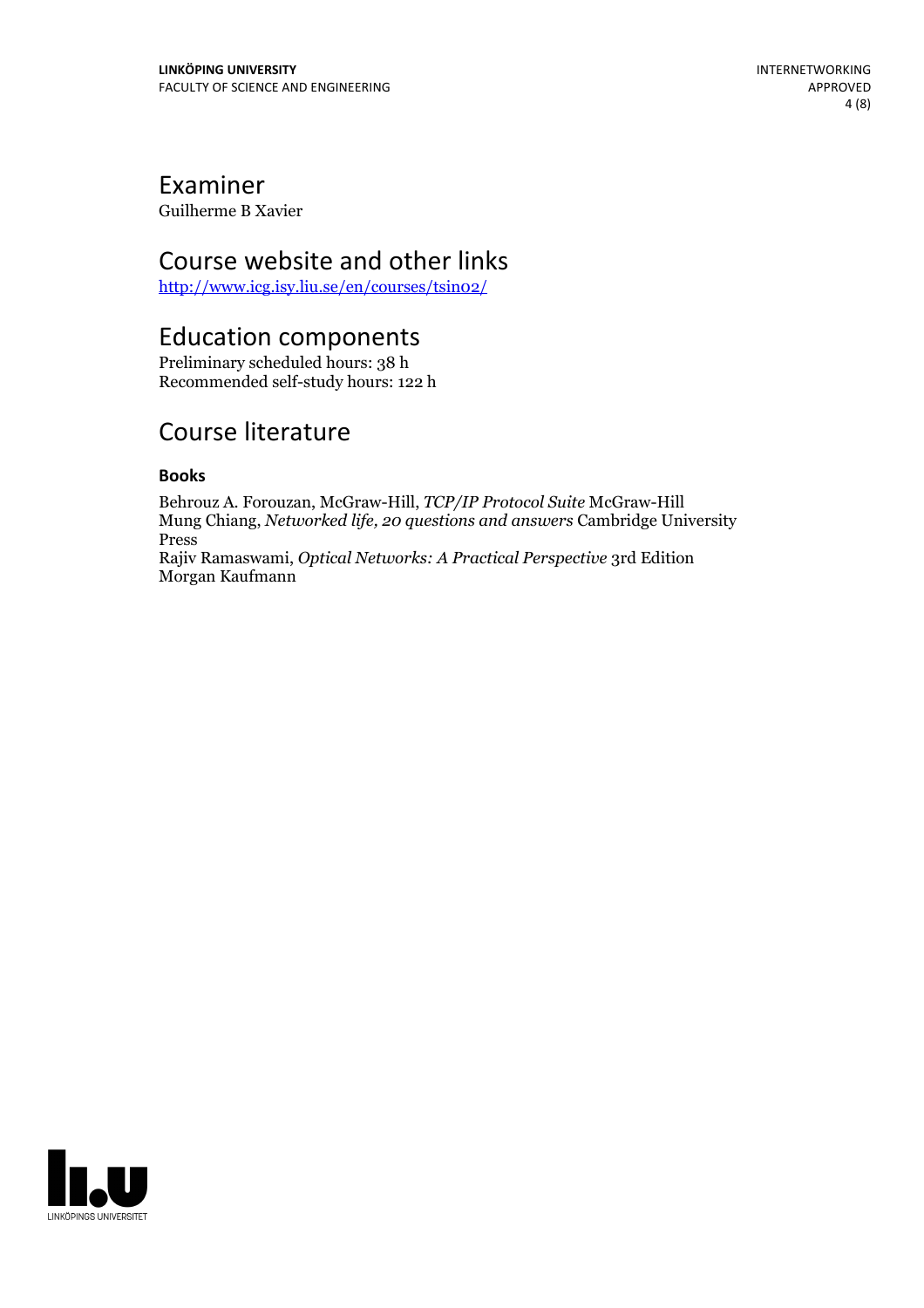## Examiner

Guilherme B Xavier

## Course website and other links

[http://www.icg.isy.liu.se/en/courses/tsin02/](http://www.icg.isy.liu.se/en/courses/tsin02/)

## Education components

Preliminary scheduled hours: 38 h
Recommended self-study hours: 122 h

## Course literature

### Books

Behrouz A. Forouzan, McGraw-Hill, *TCP/IP Protocol Suite* McGraw-Hill
Mung Chiang, *Networked life, 20 questions and answers* Cambridge University Press
Rajiv Ramaswami, *Optical Networks: A Practical Perspective* 3rd Edition Morgan Kaufmann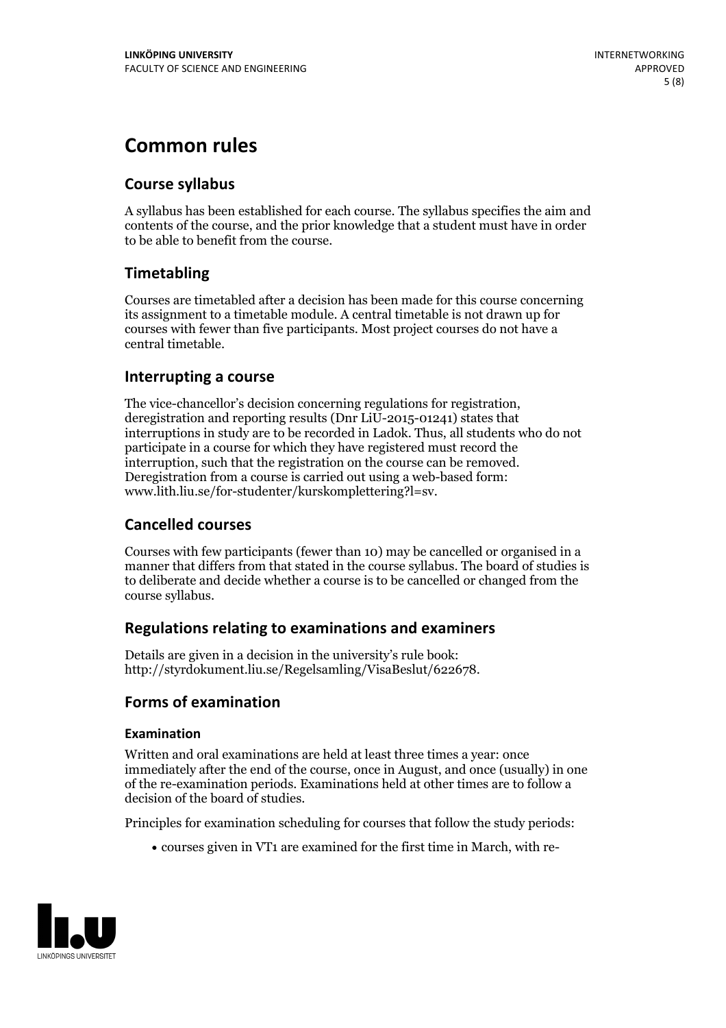# Common rules

## Course syllabus

A syllabus has been established for each course. The syllabus specifies the aim and contents of the course, and the prior knowledge that a student must have in order to be able to benefit from the course.

## Timetabling

Courses are timetabled after a decision has been made for this course concerning its assignment to a timetable module. A central timetable is not drawn up for courses with fewer than five participants. Most project courses do not have a central timetable.

## Interrupting a course

The vice-chancellor's decision concerning regulations for registration, deregistration and reporting results (Dnr LiU-2015-01241) states that interruptions in study are to be recorded in Ladok. Thus, all students who do not participate in a course for which they have registered must record the interruption, such that the registration on the course can be removed. Deregistration from a course is carried out using a web-based form: www.lith.liu.se/for-studenter/kurskomplettering?l=sv.

## Cancelled courses

Courses with few participants (fewer than 10) may be cancelled or organised in a manner that differs from that stated in the course syllabus. The board of studies is to deliberate and decide whether a course is to be cancelled or changed from the course syllabus.

## Regulations relating to examinations and examiners

Details are given in a decision in the university's rule book: http://styrdokument.liu.se/Regelsamling/VisaBeslut/622678.

## Forms of examination

### Examination

Written and oral examinations are held at least three times a year: once immediately after the end of the course, once in August, and once (usually) in one of the re-examination periods. Examinations held at other times are to follow a decision of the board of studies.

Principles for examination scheduling for courses that follow the study periods:

- courses given in VT1 are examined for the first time in March, with re-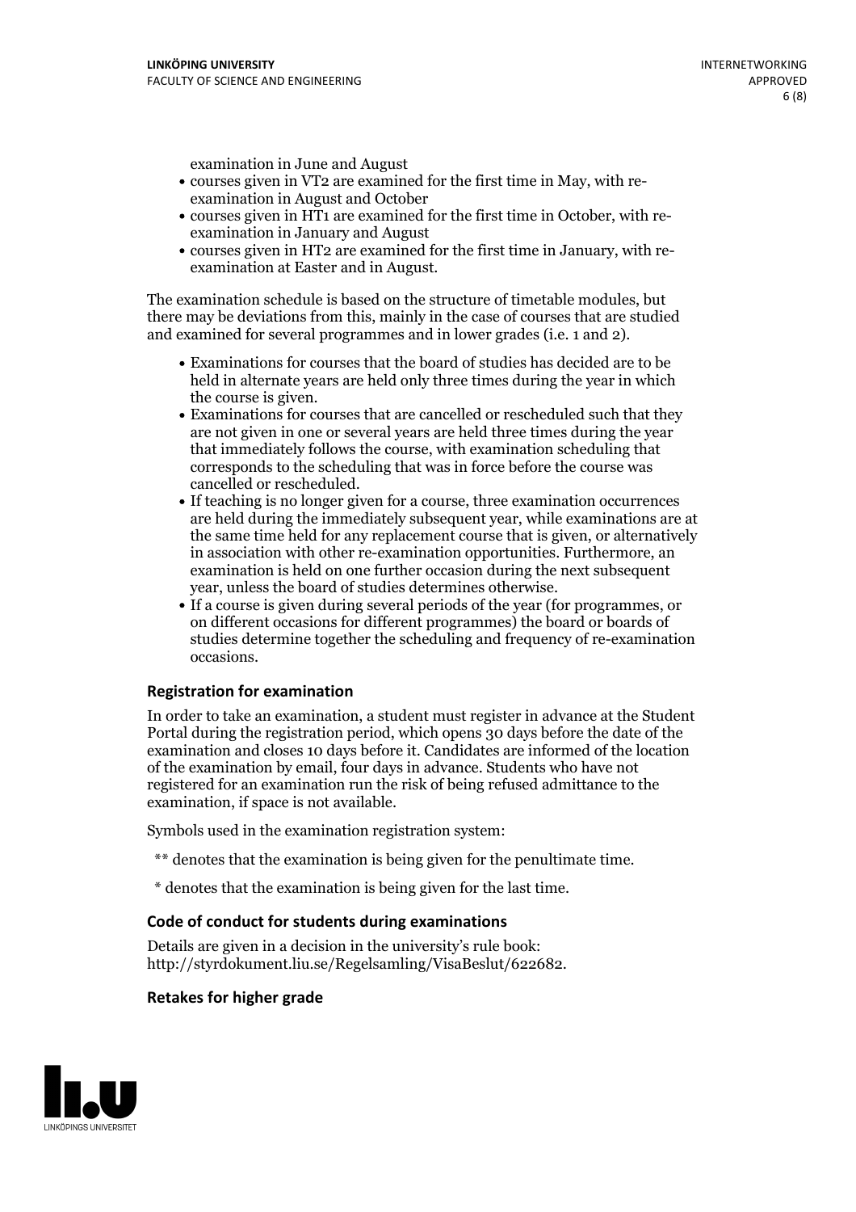examination in June and August

- courses given in VT2 are examined for the first time in May, with re-examination in August and October
- courses given in HT1 are examined for the first time in October, with re-examination in January and August
- courses given in HT2 are examined for the first time in January, with re-examination at Easter and in August.

The examination schedule is based on the structure of timetable modules, but there may be deviations from this, mainly in the case of courses that are studied and examined for several programmes and in lower grades (i.e. 1 and 2).

- Examinations for courses that the board of studies has decided are to be held in alternate years are held only three times during the year in which the course is given.
- Examinations for courses that are cancelled or rescheduled such that they are not given in one or several years are held three times during the year that immediately follows the course, with examination scheduling that corresponds to the scheduling that was in force before the course was cancelled or rescheduled.
- If teaching is no longer given for a course, three examination occurrences are held during the immediately subsequent year, while examinations are at the same time held for any replacement course that is given, or alternatively in association with other re-examination opportunities. Furthermore, an examination is held on one further occasion during the next subsequent year, unless the board of studies determines otherwise.
- If a course is given during several periods of the year (for programmes, or on different occasions for different programmes) the board or boards of studies determine together the scheduling and frequency of re-examination occasions.

### Registration for examination

In order to take an examination, a student must register in advance at the Student Portal during the registration period, which opens 30 days before the date of the examination and closes 10 days before it. Candidates are informed of the location of the examination by email, four days in advance. Students who have not registered for an examination run the risk of being refused admittance to the examination, if space is not available.

Symbols used in the examination registration system:

** denotes that the examination is being given for the penultimate time.

* denotes that the examination is being given for the last time.

### Code of conduct for students during examinations

Details are given in a decision in the university's rule book: http://styrdokument.liu.se/Regelsamling/VisaBeslut/622682.

### Retakes for higher grade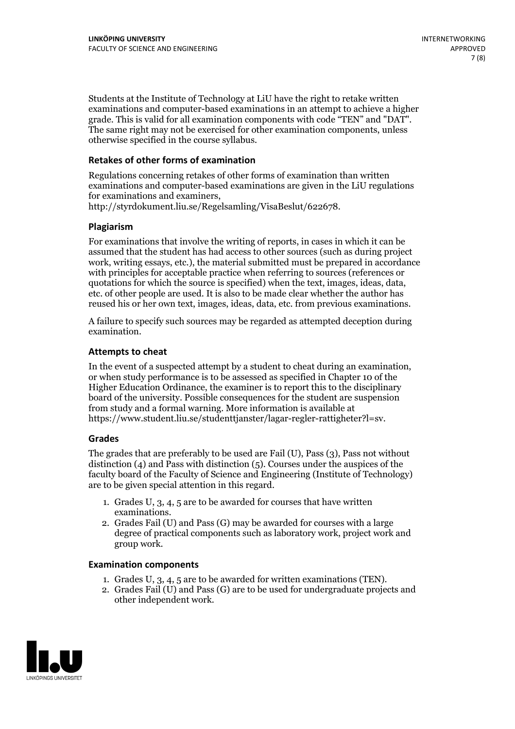Students at the Institute of Technology at LiU have the right to retake written examinations and computer-based examinations in an attempt to achieve a higher grade. This is valid for all examination components with code "TEN" and "DAT". The same right may not be exercised for other examination components, unless otherwise specified in the course syllabus.

### Retakes of other forms of examination

Regulations concerning retakes of other forms of examination than written examinations and computer-based examinations are given in the LiU regulations for examinations and examiners, http://styrdokument.liu.se/Regelsamling/VisaBeslut/622678.

### Plagiarism

For examinations that involve the writing of reports, in cases in which it can be assumed that the student has had access to other sources (such as during project work, writing essays, etc.), the material submitted must be prepared in accordance with principles for acceptable practice when referring to sources (references or quotations for which the source is specified) when the text, images, ideas, data, etc. of other people are used. It is also to be made clear whether the author has reused his or her own text, images, ideas, data, etc. from previous examinations.

A failure to specify such sources may be regarded as attempted deception during examination.

### Attempts to cheat

In the event of a suspected attempt by a student to cheat during an examination, or when study performance is to be assessed as specified in Chapter 10 of the Higher Education Ordinance, the examiner is to report this to the disciplinary board of the university. Possible consequences for the student are suspension from study and a formal warning. More information is available at https://www.student.liu.se/studenttjanster/lagar-regler-rattigheter?l=sv.

### Grades

The grades that are preferably to be used are Fail (U), Pass (3), Pass not without distinction (4) and Pass with distinction (5). Courses under the auspices of the faculty board of the Faculty of Science and Engineering (Institute of Technology) are to be given special attention in this regard.

1. Grades U, 3, 4, 5 are to be awarded for courses that have written examinations.
2. Grades Fail (U) and Pass (G) may be awarded for courses with a large degree of practical components such as laboratory work, project work and group work.

### Examination components

1. Grades U, 3, 4, 5 are to be awarded for written examinations (TEN).
2. Grades Fail (U) and Pass (G) are to be used for undergraduate projects and other independent work.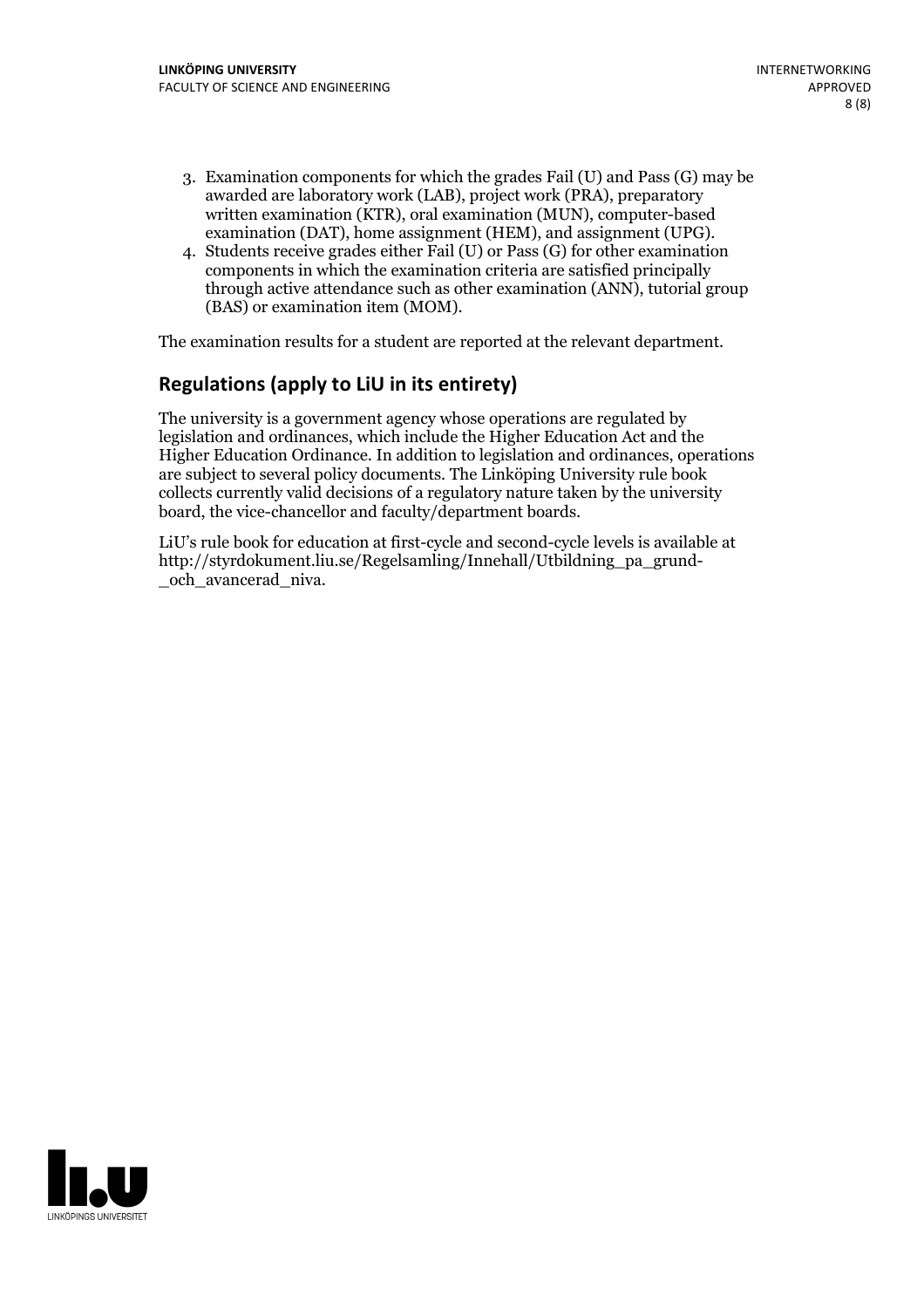3. Examination components for which the grades Fail (U) and Pass (G) may be awarded are laboratory work (LAB), project work (PRA), preparatory written examination (KTR), oral examination (MUN), computer-based examination (DAT), home assignment (HEM), and assignment (UPG).
4. Students receive grades either Fail (U) or Pass (G) for other examination components in which the examination criteria are satisfied principally through active attendance such as other examination (ANN), tutorial group (BAS) or examination item (MOM).

The examination results for a student are reported at the relevant department.

## Regulations (apply to LiU in its entirety)

The university is a government agency whose operations are regulated by legislation and ordinances, which include the Higher Education Act and the Higher Education Ordinance. In addition to legislation and ordinances, operations are subject to several policy documents. The Linköping University rule book collects currently valid decisions of a regulatory nature taken by the university board, the vice-chancellor and faculty/department boards.

LiU's rule book for education at first-cycle and second-cycle levels is available at http://styrdokument.liu.se/Regelsamling/Innehall/Utbildning_pa_grund-_och_avancerad_niva.